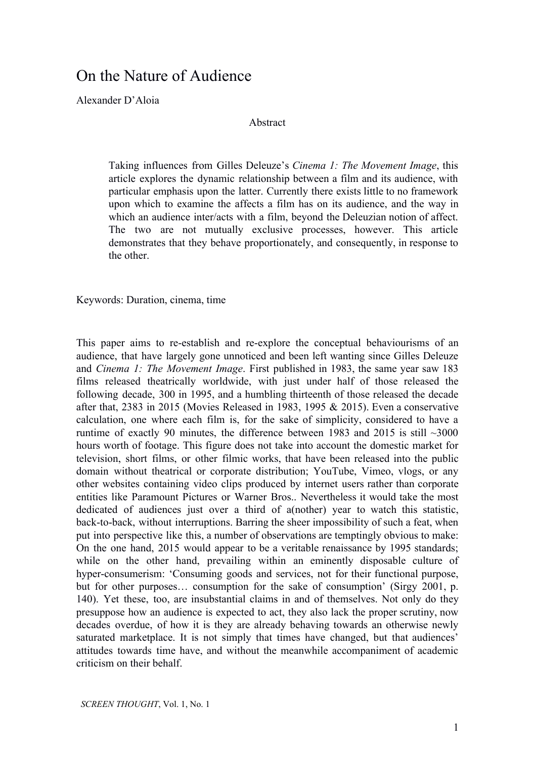# On the Nature of Audience

Alexander D'Aloia

Abstract

> Taking influences from Gilles Deleuze's *Cinema 1: The Movement Image*, this article explores the dynamic relationship between a film and its audience, with particular emphasis upon the latter. Currently there exists little to no framework upon which to examine the affects a film has on its audience, and the way in which an audience inter/acts with a film, beyond the Deleuzian notion of affect. The two are not mutually exclusive processes, however. This article demonstrates that they behave proportionately, and consequently, in response to the other.

Keywords: Duration, cinema, time

This paper aims to re-establish and re-explore the conceptual behaviourisms of an audience, that have largely gone unnoticed and been left wanting since Gilles Deleuze and *Cinema 1: The Movement Image*. First published in 1983, the same year saw 183 films released theatrically worldwide, with just under half of those released the following decade, 300 in 1995, and a humbling thirteenth of those released the decade after that, 2383 in 2015 (Movies Released in 1983, 1995 & 2015). Even a conservative calculation, one where each film is, for the sake of simplicity, considered to have a runtime of exactly 90 minutes, the difference between 1983 and 2015 is still ~3000 hours worth of footage. This figure does not take into account the domestic market for television, short films, or other filmic works, that have been released into the public domain without theatrical or corporate distribution; YouTube, Vimeo, vlogs, or any other websites containing video clips produced by internet users rather than corporate entities like Paramount Pictures or Warner Bros.. Nevertheless it would take the most dedicated of audiences just over a third of a(nother) year to watch this statistic, back-to-back, without interruptions. Barring the sheer impossibility of such a feat, when put into perspective like this, a number of observations are temptingly obvious to make: On the one hand, 2015 would appear to be a veritable renaissance by 1995 standards; while on the other hand, prevailing within an eminently disposable culture of hyper-consumerism: 'Consuming goods and services, not for their functional purpose, but for other purposes… consumption for the sake of consumption' (Sirgy 2001, p. 140). Yet these, too, are insubstantial claims in and of themselves. Not only do they presuppose how an audience is expected to act, they also lack the proper scrutiny, now decades overdue, of how it is they are already behaving towards an otherwise newly saturated marketplace. It is not simply that times have changed, but that audiences' attitudes towards time have, and without the meanwhile accompaniment of academic criticism on their behalf.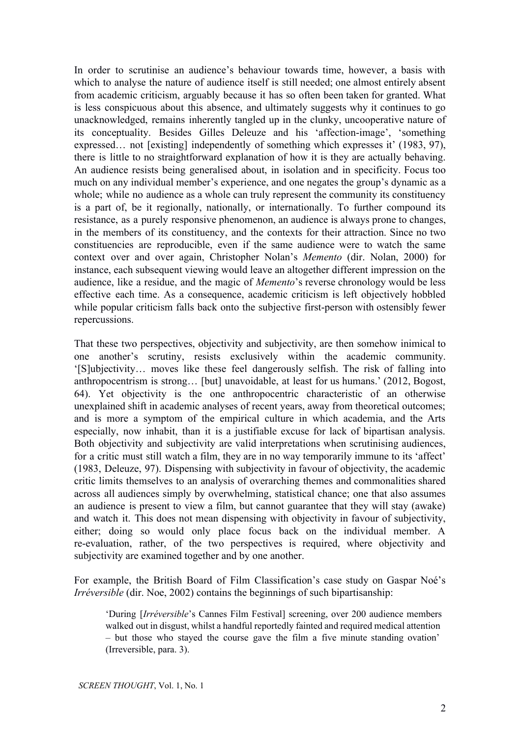In order to scrutinise an audience's behaviour towards time, however, a basis with which to analyse the nature of audience itself is still needed; one almost entirely absent from academic criticism, arguably because it has so often been taken for granted. What is less conspicuous about this absence, and ultimately suggests why it continues to go unacknowledged, remains inherently tangled up in the clunky, uncooperative nature of its conceptuality. Besides Gilles Deleuze and his 'affection-image', 'something expressed… not [existing] independently of something which expresses it' (1983, 97), there is little to no straightforward explanation of how it is they are actually behaving. An audience resists being generalised about, in isolation and in specificity. Focus too much on any individual member's experience, and one negates the group's dynamic as a whole; while no audience as a whole can truly represent the community its constituency is a part of, be it regionally, nationally, or internationally. To further compound its resistance, as a purely responsive phenomenon, an audience is always prone to changes, in the members of its constituency, and the contexts for their attraction. Since no two constituencies are reproducible, even if the same audience were to watch the same context over and over again, Christopher Nolan's *Memento* (dir. Nolan, 2000) for instance, each subsequent viewing would leave an altogether different impression on the audience, like a residue, and the magic of *Memento*'s reverse chronology would be less effective each time. As a consequence, academic criticism is left objectively hobbled while popular criticism falls back onto the subjective first-person with ostensibly fewer repercussions.

That these two perspectives, objectivity and subjectivity, are then somehow inimical to one another's scrutiny, resists exclusively within the academic community. '[S]ubjectivity… moves like these feel dangerously selfish. The risk of falling into anthropocentrism is strong… [but] unavoidable, at least for us humans.' (2012, Bogost, 64). Yet objectivity is the one anthropocentric characteristic of an otherwise unexplained shift in academic analyses of recent years, away from theoretical outcomes; and is more a symptom of the empirical culture in which academia, and the Arts especially, now inhabit, than it is a justifiable excuse for lack of bipartisan analysis. Both objectivity and subjectivity are valid interpretations when scrutinising audiences, for a critic must still watch a film, they are in no way temporarily immune to its 'affect' (1983, Deleuze, 97). Dispensing with subjectivity in favour of objectivity, the academic critic limits themselves to an analysis of overarching themes and commonalities shared across all audiences simply by overwhelming, statistical chance; one that also assumes an audience is present to view a film, but cannot guarantee that they will stay (awake) and watch it. This does not mean dispensing with objectivity in favour of subjectivity, either; doing so would only place focus back on the individual member. A re-evaluation, rather, of the two perspectives is required, where objectivity and subjectivity are examined together and by one another.

For example, the British Board of Film Classification's case study on Gaspar Noé's *Irréversible* (dir. Noe, 2002) contains the beginnings of such bipartisanship:

> 'During [*Irréversible*'s Cannes Film Festival] screening, over 200 audience members walked out in disgust, whilst a handful reportedly fainted and required medical attention – but those who stayed the course gave the film a five minute standing ovation' (Irreversible, para. 3).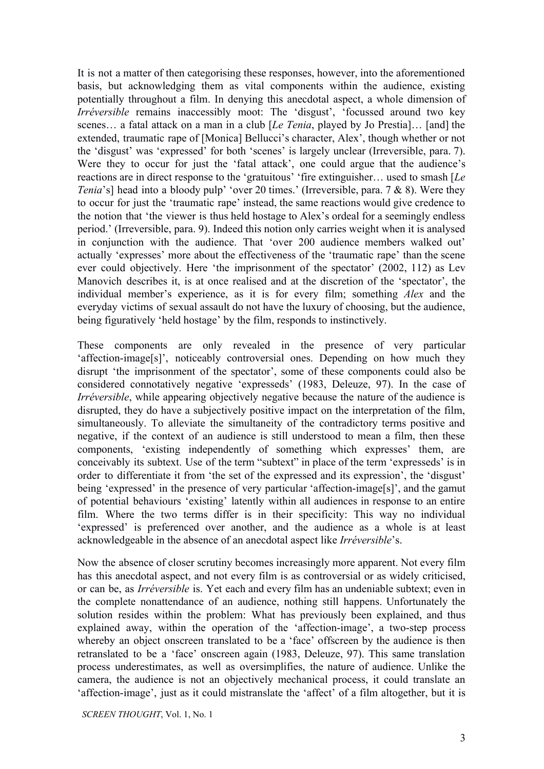It is not a matter of then categorising these responses, however, into the aforementioned basis, but acknowledging them as vital components within the audience, existing potentially throughout a film. In denying this anecdotal aspect, a whole dimension of *Irréversible* remains inaccessibly moot: The 'disgust', 'focussed around two key scenes… a fatal attack on a man in a club [*Le Tenia*, played by Jo Prestia]… [and] the extended, traumatic rape of [Monica] Bellucci's character, Alex', though whether or not the 'disgust' was 'expressed' for both 'scenes' is largely unclear (Irreversible, para. 7). Were they to occur for just the 'fatal attack', one could argue that the audience's reactions are in direct response to the 'gratuitous' 'fire extinguisher… used to smash [*Le Tenia*'s] head into a bloody pulp' 'over 20 times.' (Irreversible, para. 7 & 8). Were they to occur for just the 'traumatic rape' instead, the same reactions would give credence to the notion that 'the viewer is thus held hostage to Alex's ordeal for a seemingly endless period.' (Irreversible, para. 9). Indeed this notion only carries weight when it is analysed in conjunction with the audience. That 'over 200 audience members walked out' actually 'expresses' more about the effectiveness of the 'traumatic rape' than the scene ever could objectively. Here 'the imprisonment of the spectator' (2002, 112) as Lev Manovich describes it, is at once realised and at the discretion of the 'spectator', the individual member's experience, as it is for every film; something *Alex* and the everyday victims of sexual assault do not have the luxury of choosing, but the audience, being figuratively 'held hostage' by the film, responds to instinctively.

These components are only revealed in the presence of very particular 'affection-image[s]', noticeably controversial ones. Depending on how much they disrupt 'the imprisonment of the spectator', some of these components could also be considered connotatively negative 'expresseds' (1983, Deleuze, 97). In the case of *Irréversible*, while appearing objectively negative because the nature of the audience is disrupted, they do have a subjectively positive impact on the interpretation of the film, simultaneously. To alleviate the simultaneity of the contradictory terms positive and negative, if the context of an audience is still understood to mean a film, then these components, 'existing independently of something which expresses' them, are conceivably its subtext. Use of the term "subtext" in place of the term 'expresseds' is in order to differentiate it from 'the set of the expressed and its expression', the 'disgust' being 'expressed' in the presence of very particular 'affection-image[s]', and the gamut of potential behaviours 'existing' latently within all audiences in response to an entire film. Where the two terms differ is in their specificity: This way no individual 'expressed' is preferenced over another, and the audience as a whole is at least acknowledgeable in the absence of an anecdotal aspect like *Irréversible*'s.

Now the absence of closer scrutiny becomes increasingly more apparent. Not every film has this anecdotal aspect, and not every film is as controversial or as widely criticised, or can be, as *Irréversible* is. Yet each and every film has an undeniable subtext; even in the complete nonattendance of an audience, nothing still happens. Unfortunately the solution resides within the problem: What has previously been explained, and thus explained away, within the operation of the 'affection-image', a two-step process whereby an object onscreen translated to be a 'face' offscreen by the audience is then retranslated to be a 'face' onscreen again (1983, Deleuze, 97). This same translation process underestimates, as well as oversimplifies, the nature of audience. Unlike the camera, the audience is not an objectively mechanical process, it could translate an 'affection-image', just as it could mistranslate the 'affect' of a film altogether, but it is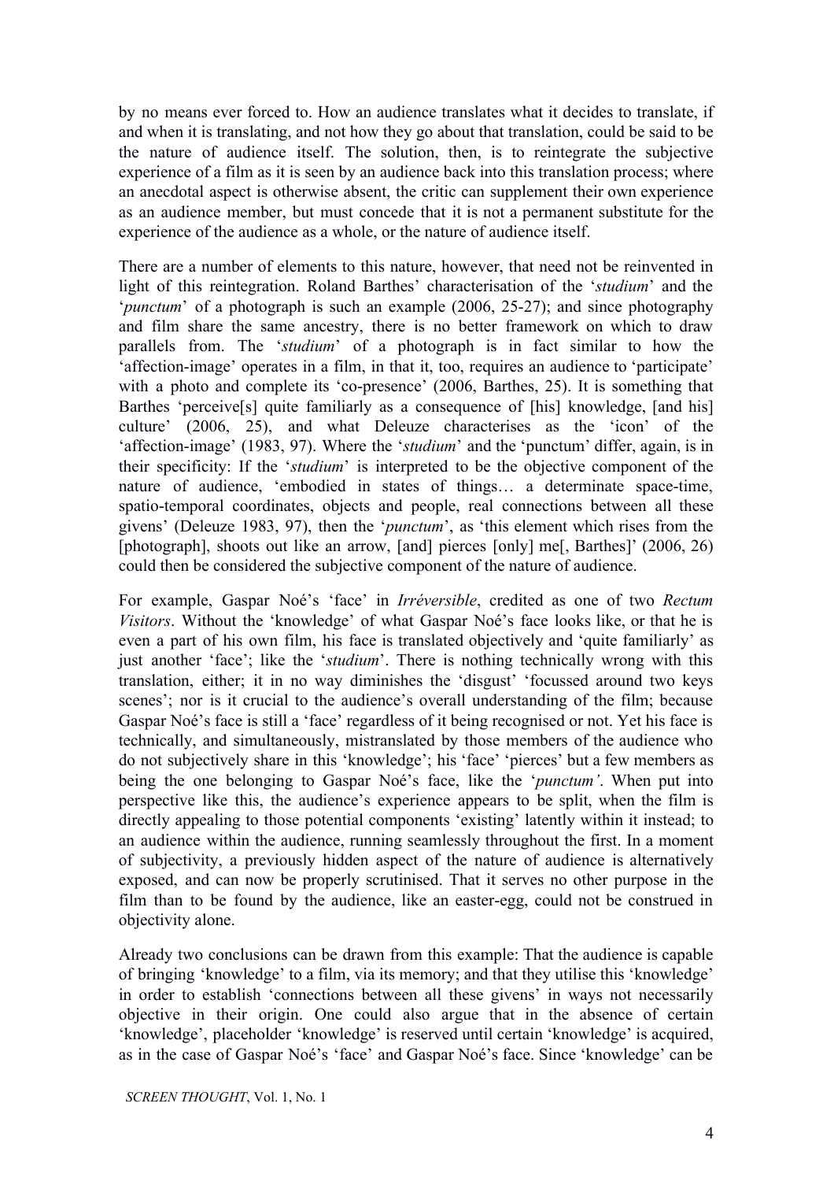by no means ever forced to. How an audience translates what it decides to translate, if and when it is translating, and not how they go about that translation, could be said to be the nature of audience itself. The solution, then, is to reintegrate the subjective experience of a film as it is seen by an audience back into this translation process; where an anecdotal aspect is otherwise absent, the critic can supplement their own experience as an audience member, but must concede that it is not a permanent substitute for the experience of the audience as a whole, or the nature of audience itself.

There are a number of elements to this nature, however, that need not be reinvented in light of this reintegration. Roland Barthes' characterisation of the '*studium*' and the '*punctum*' of a photograph is such an example (2006, 25-27); and since photography and film share the same ancestry, there is no better framework on which to draw parallels from. The '*studium*' of a photograph is in fact similar to how the 'affection-image' operates in a film, in that it, too, requires an audience to 'participate' with a photo and complete its 'co-presence' (2006, Barthes, 25). It is something that Barthes 'perceive[s] quite familiarly as a consequence of [his] knowledge, [and his] culture' (2006, 25), and what Deleuze characterises as the 'icon' of the 'affection-image' (1983, 97). Where the '*studium*' and the 'punctum' differ, again, is in their specificity: If the '*studium*' is interpreted to be the objective component of the nature of audience, 'embodied in states of things… a determinate space-time, spatio-temporal coordinates, objects and people, real connections between all these givens' (Deleuze 1983, 97), then the '*punctum*', as 'this element which rises from the [photograph], shoots out like an arrow, [and] pierces [only] me[, Barthes]' (2006, 26) could then be considered the subjective component of the nature of audience.

For example, Gaspar Noé's 'face' in *Irréversible*, credited as one of two *Rectum Visitors*. Without the 'knowledge' of what Gaspar Noé's face looks like, or that he is even a part of his own film, his face is translated objectively and 'quite familiarly' as just another 'face'; like the '*studium*'. There is nothing technically wrong with this translation, either; it in no way diminishes the 'disgust' 'focussed around two keys scenes'; nor is it crucial to the audience's overall understanding of the film; because Gaspar Noé's face is still a 'face' regardless of it being recognised or not. Yet his face is technically, and simultaneously, mistranslated by those members of the audience who do not subjectively share in this 'knowledge'; his 'face' 'pierces' but a few members as being the one belonging to Gaspar Noé's face, like the '*punctum'*. When put into perspective like this, the audience's experience appears to be split, when the film is directly appealing to those potential components 'existing' latently within it instead; to an audience within the audience, running seamlessly throughout the first. In a moment of subjectivity, a previously hidden aspect of the nature of audience is alternatively exposed, and can now be properly scrutinised. That it serves no other purpose in the film than to be found by the audience, like an easter-egg, could not be construed in objectivity alone.

Already two conclusions can be drawn from this example: That the audience is capable of bringing 'knowledge' to a film, via its memory; and that they utilise this 'knowledge' in order to establish 'connections between all these givens' in ways not necessarily objective in their origin. One could also argue that in the absence of certain 'knowledge', placeholder 'knowledge' is reserved until certain 'knowledge' is acquired, as in the case of Gaspar Noé's 'face' and Gaspar Noé's face. Since 'knowledge' can be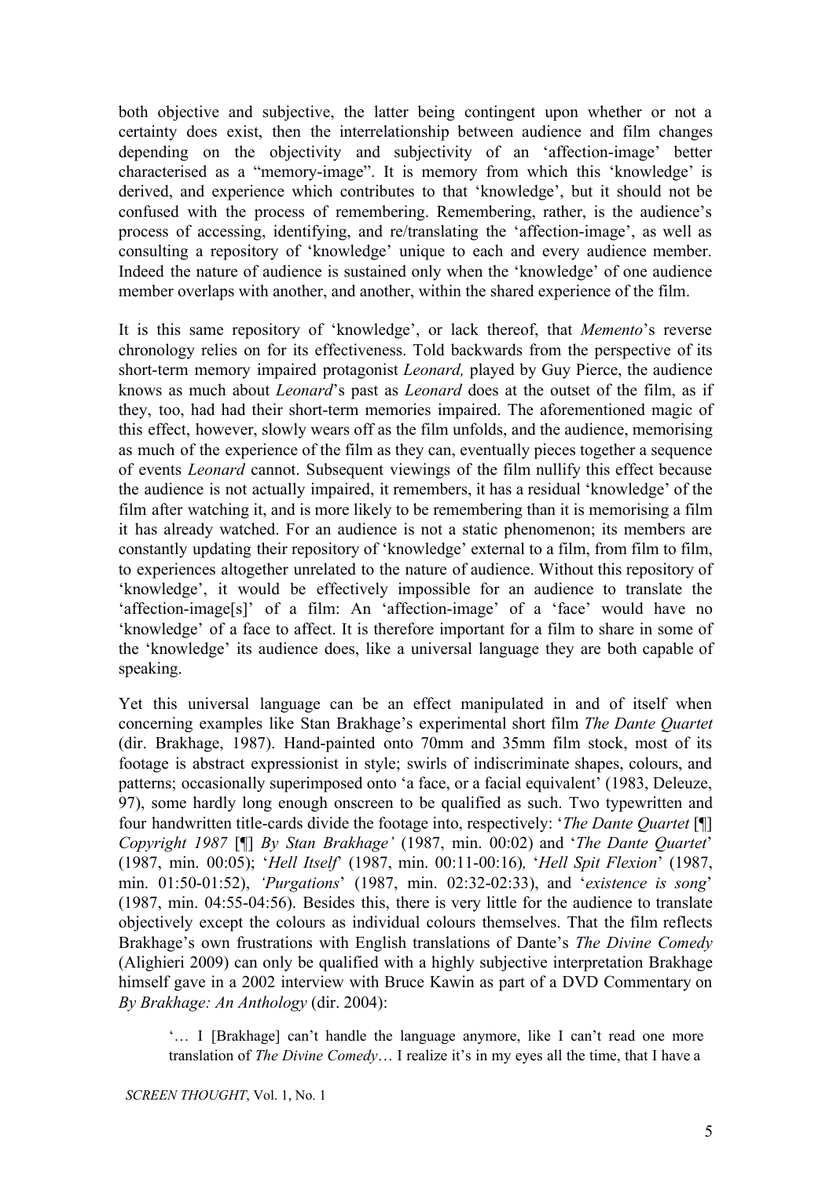both objective and subjective, the latter being contingent upon whether or not a certainty does exist, then the interrelationship between audience and film changes depending on the objectivity and subjectivity of an 'affection-image' better characterised as a "memory-image". It is memory from which this 'knowledge' is derived, and experience which contributes to that 'knowledge', but it should not be confused with the process of remembering. Remembering, rather, is the audience's process of accessing, identifying, and re/translating the 'affection-image', as well as consulting a repository of 'knowledge' unique to each and every audience member. Indeed the nature of audience is sustained only when the 'knowledge' of one audience member overlaps with another, and another, within the shared experience of the film.

It is this same repository of 'knowledge', or lack thereof, that *Memento*'s reverse chronology relies on for its effectiveness. Told backwards from the perspective of its short-term memory impaired protagonist *Leonard,* played by Guy Pierce, the audience knows as much about *Leonard*'s past as *Leonard* does at the outset of the film, as if they, too, had had their short-term memories impaired. The aforementioned magic of this effect, however, slowly wears off as the film unfolds, and the audience, memorising as much of the experience of the film as they can, eventually pieces together a sequence of events *Leonard* cannot. Subsequent viewings of the film nullify this effect because the audience is not actually impaired, it remembers, it has a residual 'knowledge' of the film after watching it, and is more likely to be remembering than it is memorising a film it has already watched. For an audience is not a static phenomenon; its members are constantly updating their repository of 'knowledge' external to a film, from film to film, to experiences altogether unrelated to the nature of audience. Without this repository of 'knowledge', it would be effectively impossible for an audience to translate the 'affection-image[s]' of a film: An 'affection-image' of a 'face' would have no 'knowledge' of a face to affect. It is therefore important for a film to share in some of the 'knowledge' its audience does, like a universal language they are both capable of speaking.

Yet this universal language can be an effect manipulated in and of itself when concerning examples like Stan Brakhage's experimental short film *The Dante Quartet* (dir. Brakhage, 1987). Hand-painted onto 70mm and 35mm film stock, most of its footage is abstract expressionist in style; swirls of indiscriminate shapes, colours, and patterns; occasionally superimposed onto 'a face, or a facial equivalent' (1983, Deleuze, 97), some hardly long enough onscreen to be qualified as such. Two typewritten and four handwritten title-cards divide the footage into, respectively: '*The Dante Quartet* [¶] *Copyright 1987* [¶] *By Stan Brakhage'* (1987, min. 00:02) and '*The Dante Quartet*' (1987, min. 00:05); '*Hell Itself*' (1987, min. 00:11-00:16), '*Hell Spit Flexion*' (1987, min. 01:50-01:52), *'Purgations*' (1987, min. 02:32-02:33), and '*existence is song*' (1987, min. 04:55-04:56). Besides this, there is very little for the audience to translate objectively except the colours as individual colours themselves. That the film reflects Brakhage's own frustrations with English translations of Dante's *The Divine Comedy* (Alighieri 2009) can only be qualified with a highly subjective interpretation Brakhage himself gave in a 2002 interview with Bruce Kawin as part of a DVD Commentary on *By Brakhage: An Anthology* (dir. 2004):

> '… I [Brakhage] can't handle the language anymore, like I can't read one more translation of *The Divine Comedy*… I realize it's in my eyes all the time, that I have a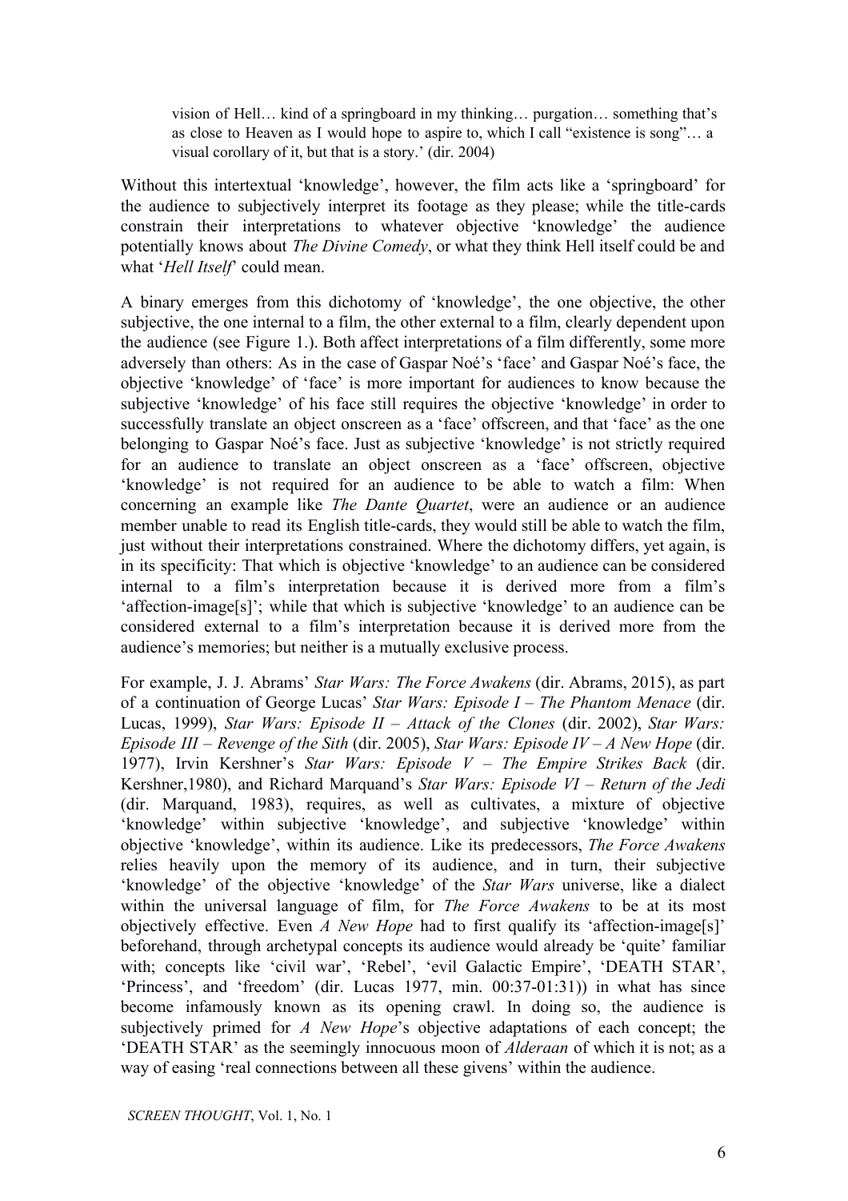> vision of Hell… kind of a springboard in my thinking… purgation… something that's as close to Heaven as I would hope to aspire to, which I call "existence is song"… a visual corollary of it, but that is a story.' (dir. 2004)

Without this intertextual 'knowledge', however, the film acts like a 'springboard' for the audience to subjectively interpret its footage as they please; while the title-cards constrain their interpretations to whatever objective 'knowledge' the audience potentially knows about *The Divine Comedy*, or what they think Hell itself could be and what '*Hell Itself*' could mean.

A binary emerges from this dichotomy of 'knowledge', the one objective, the other subjective, the one internal to a film, the other external to a film, clearly dependent upon the audience (see Figure 1.). Both affect interpretations of a film differently, some more adversely than others: As in the case of Gaspar Noé's 'face' and Gaspar Noé's face, the objective 'knowledge' of 'face' is more important for audiences to know because the subjective 'knowledge' of his face still requires the objective 'knowledge' in order to successfully translate an object onscreen as a 'face' offscreen, and that 'face' as the one belonging to Gaspar Noé's face. Just as subjective 'knowledge' is not strictly required for an audience to translate an object onscreen as a 'face' offscreen, objective 'knowledge' is not required for an audience to be able to watch a film: When concerning an example like *The Dante Quartet*, were an audience or an audience member unable to read its English title-cards, they would still be able to watch the film, just without their interpretations constrained. Where the dichotomy differs, yet again, is in its specificity: That which is objective 'knowledge' to an audience can be considered internal to a film's interpretation because it is derived more from a film's 'affection-image[s]'; while that which is subjective 'knowledge' to an audience can be considered external to a film's interpretation because it is derived more from the audience's memories; but neither is a mutually exclusive process.

For example, J. J. Abrams' *Star Wars: The Force Awakens* (dir. Abrams, 2015), as part of a continuation of George Lucas' *Star Wars: Episode I – The Phantom Menace* (dir. Lucas, 1999), *Star Wars: Episode II – Attack of the Clones* (dir. 2002), *Star Wars: Episode III – Revenge of the Sith* (dir. 2005), *Star Wars: Episode IV – A New Hope* (dir. 1977), Irvin Kershner's *Star Wars: Episode V – The Empire Strikes Back* (dir. Kershner,1980), and Richard Marquand's *Star Wars: Episode VI – Return of the Jedi* (dir. Marquand, 1983), requires, as well as cultivates, a mixture of objective 'knowledge' within subjective 'knowledge', and subjective 'knowledge' within objective 'knowledge', within its audience. Like its predecessors, *The Force Awakens* relies heavily upon the memory of its audience, and in turn, their subjective 'knowledge' of the objective 'knowledge' of the *Star Wars* universe, like a dialect within the universal language of film, for *The Force Awakens* to be at its most objectively effective. Even *A New Hope* had to first qualify its 'affection-image[s]' beforehand, through archetypal concepts its audience would already be 'quite' familiar with; concepts like 'civil war', 'Rebel', 'evil Galactic Empire', 'DEATH STAR', 'Princess', and 'freedom' (dir. Lucas 1977, min. 00:37-01:31)) in what has since become infamously known as its opening crawl. In doing so, the audience is subjectively primed for *A New Hope*'s objective adaptations of each concept; the 'DEATH STAR' as the seemingly innocuous moon of *Alderaan* of which it is not; as a way of easing 'real connections between all these givens' within the audience.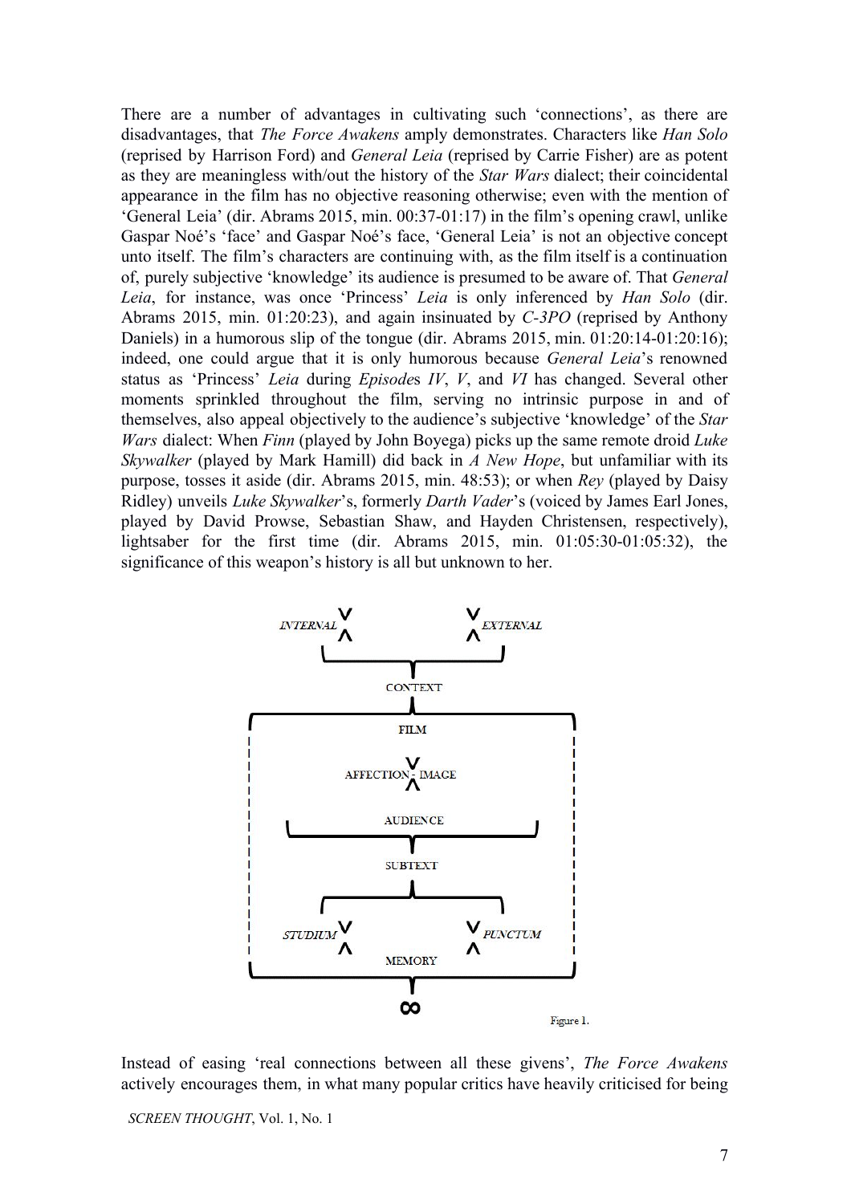There are a number of advantages in cultivating such ‘connections’, as there are disadvantages, that *The Force Awakens* amply demonstrates. Characters like *Han Solo* (reprised by Harrison Ford) and *General Leia* (reprised by Carrie Fisher) are as potent as they are meaningless with/out the history of the *Star Wars* dialect; their coincidental appearance in the film has no objective reasoning otherwise; even with the mention of ‘General Leia’ (dir. Abrams 2015, min. 00:37-01:17) in the film’s opening crawl, unlike Gaspar Noé’s ‘face’ and Gaspar Noé’s face, ‘General Leia’ is not an objective concept unto itself. The film’s characters are continuing with, as the film itself is a continuation of, purely subjective ‘knowledge’ its audience is presumed to be aware of. That *General Leia*, for instance, was once ‘Princess’ *Leia* is only inferenced by *Han Solo* (dir. Abrams 2015, min. 01:20:23), and again insinuated by *C-3PO* (reprised by Anthony Daniels) in a humorous slip of the tongue (dir. Abrams 2015, min. 01:20:14-01:20:16); indeed, one could argue that it is only humorous because *General Leia*’s renowned status as ‘Princess’ *Leia* during *Episode*s *IV*, *V*, and *VI* has changed. Several other moments sprinkled throughout the film, serving no intrinsic purpose in and of themselves, also appeal objectively to the audience’s subjective ‘knowledge’ of the *Star Wars* dialect: When *Finn* (played by John Boyega) picks up the same remote droid *Luke Skywalker* (played by Mark Hamill) did back in *A New Hope*, but unfamiliar with its purpose, tosses it aside (dir. Abrams 2015, min. 48:53); or when *Rey* (played by Daisy Ridley) unveils *Luke Skywalker*’s, formerly *Darth Vader*’s (voiced by James Earl Jones, played by David Prowse, Sebastian Shaw, and Hayden Christensen, respectively), lightsaber for the first time (dir. Abrams 2015, min. 01:05:30-01:05:32), the significance of this weapon’s history is all but unknown to her.

Figure 1.

Instead of easing ‘real connections between all these givens’, *The Force Awakens* actively encourages them, in what many popular critics have heavily criticised for being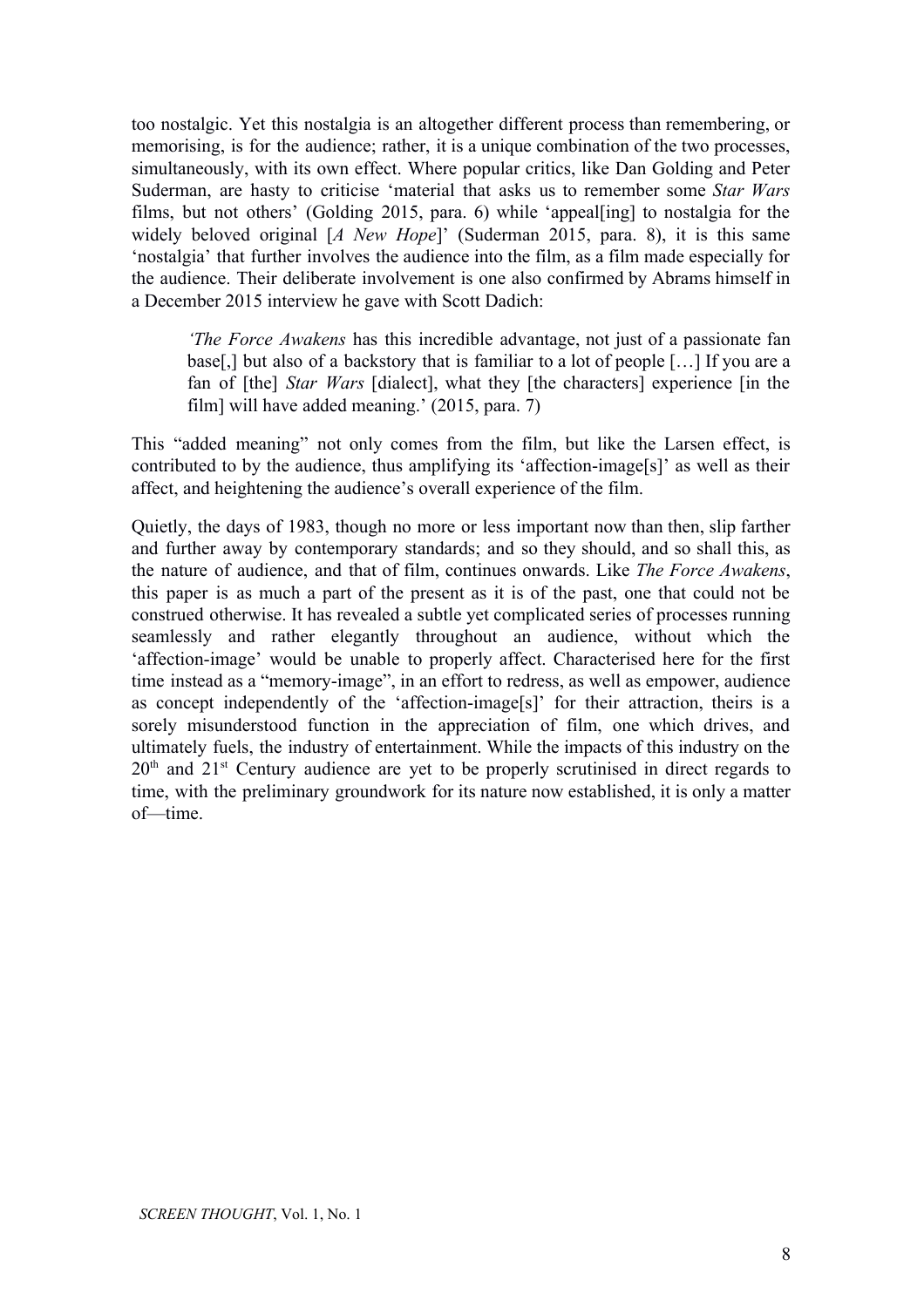too nostalgic. Yet this nostalgia is an altogether different process than remembering, or memorising, is for the audience; rather, it is a unique combination of the two processes, simultaneously, with its own effect. Where popular critics, like Dan Golding and Peter Suderman, are hasty to criticise 'material that asks us to remember some *Star Wars* films, but not others' (Golding 2015, para. 6) while 'appeal[ing] to nostalgia for the widely beloved original [*A New Hope*]' (Suderman 2015, para. 8), it is this same 'nostalgia' that further involves the audience into the film, as a film made especially for the audience. Their deliberate involvement is one also confirmed by Abrams himself in a December 2015 interview he gave with Scott Dadich:

> '*The Force Awakens* has this incredible advantage, not just of a passionate fan base[,] but also of a backstory that is familiar to a lot of people […] If you are a fan of [the] *Star Wars* [dialect], what they [the characters] experience [in the film] will have added meaning.' (2015, para. 7)

This "added meaning" not only comes from the film, but like the Larsen effect, is contributed to by the audience, thus amplifying its 'affection-image[s]' as well as their affect, and heightening the audience's overall experience of the film.

Quietly, the days of 1983, though no more or less important now than then, slip farther and further away by contemporary standards; and so they should, and so shall this, as the nature of audience, and that of film, continues onwards. Like *The Force Awakens*, this paper is as much a part of the present as it is of the past, one that could not be construed otherwise. It has revealed a subtle yet complicated series of processes running seamlessly and rather elegantly throughout an audience, without which the 'affection-image' would be unable to properly affect. Characterised here for the first time instead as a "memory-image", in an effort to redress, as well as empower, audience as concept independently of the 'affection-image[s]' for their attraction, theirs is a sorely misunderstood function in the appreciation of film, one which drives, and ultimately fuels, the industry of entertainment. While the impacts of this industry on the 20th and 21st Century audience are yet to be properly scrutinised in direct regards to time, with the preliminary groundwork for its nature now established, it is only a matter of—time.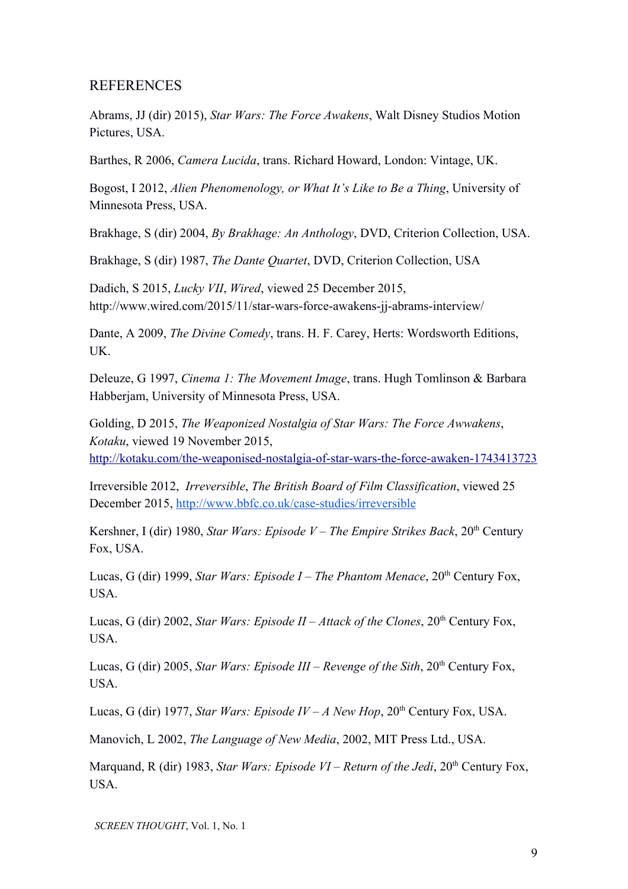## REFERENCES

Abrams, JJ (dir) 2015), *Star Wars: The Force Awakens*, Walt Disney Studios Motion Pictures, USA.

Barthes, R 2006, *Camera Lucida*, trans. Richard Howard, London: Vintage, UK.

Bogost, I 2012, *Alien Phenomenology, or What It's Like to Be a Thing*, University of Minnesota Press, USA.

Brakhage, S (dir) 2004, *By Brakhage: An Anthology*, DVD, Criterion Collection, USA.

Brakhage, S (dir) 1987, *The Dante Quartet*, DVD, Criterion Collection, USA

Dadich, S 2015, *Lucky VII*, *Wired*, viewed 25 December 2015, http://www.wired.com/2015/11/star-wars-force-awakens-jj-abrams-interview/

Dante, A 2009, *The Divine Comedy*, trans. H. F. Carey, Herts: Wordsworth Editions, UK.

Deleuze, G 1997, *Cinema 1: The Movement Image*, trans. Hugh Tomlinson & Barbara Habberjam, University of Minnesota Press, USA.

Golding, D 2015, *The Weaponized Nostalgia of Star Wars: The Force Awwakens*, *Kotaku*, viewed 19 November 2015, http://kotaku.com/the-weaponised-nostalgia-of-star-wars-the-force-awaken-1743413723

Irreversible 2012, *Irreversible*, *The British Board of Film Classification*, viewed 25 December 2015, http://www.bbfc.co.uk/case-studies/irreversible

Kershner, I (dir) 1980, *Star Wars: Episode V – The Empire Strikes Back*, 20th Century Fox, USA.

Lucas, G (dir) 1999, *Star Wars: Episode I – The Phantom Menace*, 20th Century Fox, USA.

Lucas, G (dir) 2002, *Star Wars: Episode II – Attack of the Clones*, 20th Century Fox, USA.

Lucas, G (dir) 2005, *Star Wars: Episode III – Revenge of the Sith*, 20th Century Fox, USA.

Lucas, G (dir) 1977, *Star Wars: Episode IV – A New Hop*, 20th Century Fox, USA.

Manovich, L 2002, *The Language of New Media*, 2002, MIT Press Ltd., USA.

Marquand, R (dir) 1983, *Star Wars: Episode VI – Return of the Jedi*, 20th Century Fox, USA.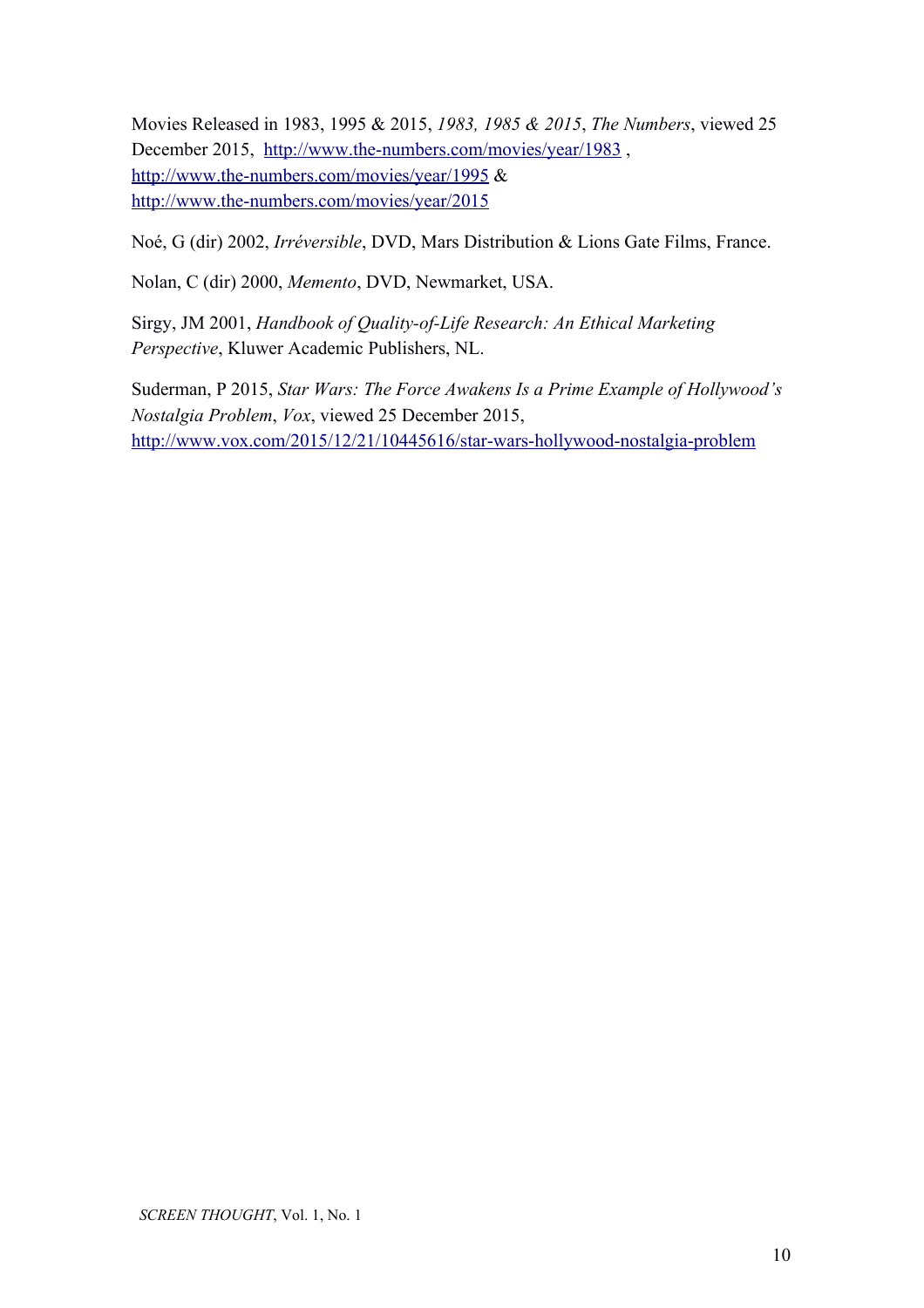Movies Released in 1983, 1995 & 2015, *1983, 1985 & 2015*, *The Numbers*, viewed 25 December 2015, http://www.the-numbers.com/movies/year/1983 , http://www.the-numbers.com/movies/year/1995 & http://www.the-numbers.com/movies/year/2015

Noé, G (dir) 2002, *Irréversible*, DVD, Mars Distribution & Lions Gate Films, France.

Nolan, C (dir) 2000, *Memento*, DVD, Newmarket, USA.

Sirgy, JM 2001, *Handbook of Quality-of-Life Research: An Ethical Marketing Perspective*, Kluwer Academic Publishers, NL.

Suderman, P 2015, *Star Wars: The Force Awakens Is a Prime Example of Hollywood's Nostalgia Problem*, *Vox*, viewed 25 December 2015, http://www.vox.com/2015/12/21/10445616/star-wars-hollywood-nostalgia-problem